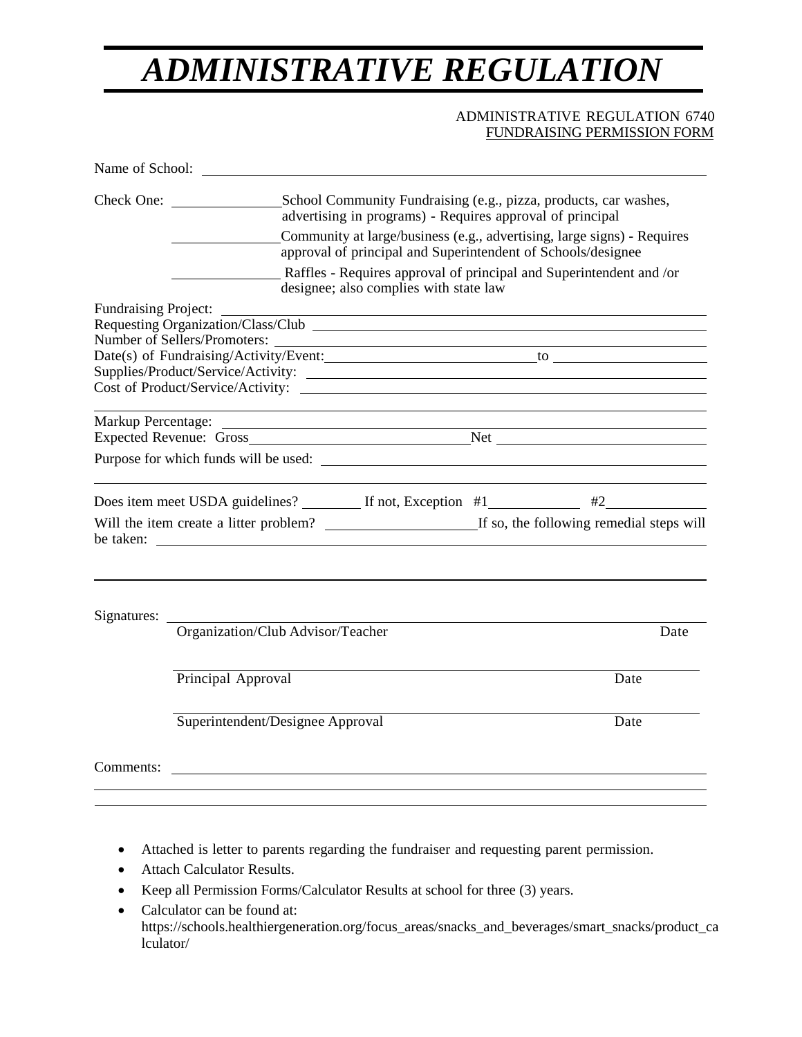# *ADMINISTRATIVE REGULATION*

ADMINISTRATIVE REGULATION 6740
FUNDRAISING PERMISSION FORM

Name of School: ______________________________________________

Check One: __________ School Community Fundraising (e.g., pizza, products, car washes, advertising in programs) - Requires approval of principal

__________ Community at large/business (e.g., advertising, large signs) - Requires approval of principal and Superintendent of Schools/designee

__________ Raffles - Requires approval of principal and Superintendent and /or designee; also complies with state law

Fundraising Project: ______________________________________________
Requesting Organization/Class/Club ______________________________________________
Number of Sellers/Promoters: ______________________________________________
Date(s) of Fundraising/Activity/Event: ____________________ to ____________________
Supplies/Product/Service/Activity: ______________________________________________
Cost of Product/Service/Activity: ______________________________________________

Markup Percentage: ______________________________________________
Expected Revenue: Gross ____________________ Net ____________________

Purpose for which funds will be used: ______________________________________________

Does item meet USDA guidelines? ________ If not, Exception #1 ____________ #2 ____________

Will the item create a litter problem? ____________________ If so, the following remedial steps will be taken: ______________________________________________

Signatures: ______________________________________________
Organization/Club Advisor/Teacher Date

______________________________________________
Principal Approval Date

______________________________________________
Superintendent/Designee Approval Date

Comments: ______________________________________________

- Attached is letter to parents regarding the fundraiser and requesting parent permission.
- Attach Calculator Results.
- Keep all Permission Forms/Calculator Results at school for three (3) years.
- Calculator can be found at: https://schools.healthiergeneration.org/focus_areas/snacks_and_beverages/smart_snacks/product_calculator/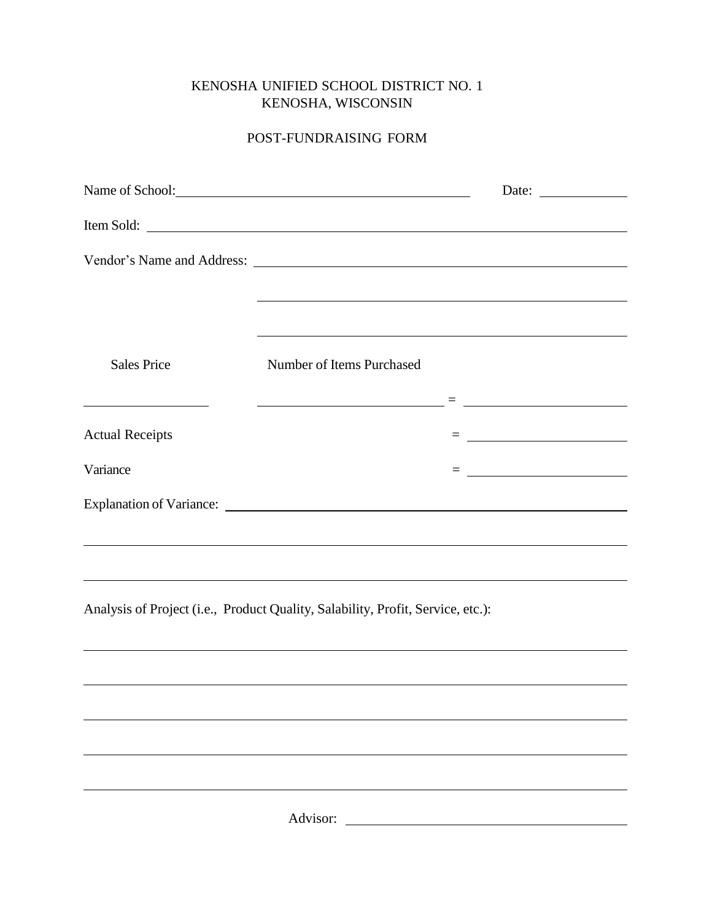KENOSHA UNIFIED SCHOOL DISTRICT NO. 1
KENOSHA, WISCONSIN

POST-FUNDRAISING FORM

Name of School: ________________________________ Date: __________

Item Sold: ________________________________________________

Vendor's Name and Address: ______________________________________

______________________________________

______________________________________

Sales Price &nbsp;&nbsp;&nbsp;&nbsp;&nbsp;&nbsp;&nbsp;&nbsp; Number of Items Purchased

______________ &nbsp;&nbsp; ____________________ = ____________________

Actual Receipts = ____________________

Variance = ____________________

Explanation of Variance: ______________________________________

________________________________________________

________________________________________________

Analysis of Project (i.e., Product Quality, Salability, Profit, Service, etc.):

________________________________________________

________________________________________________

________________________________________________

________________________________________________

________________________________________________

Advisor: ______________________________